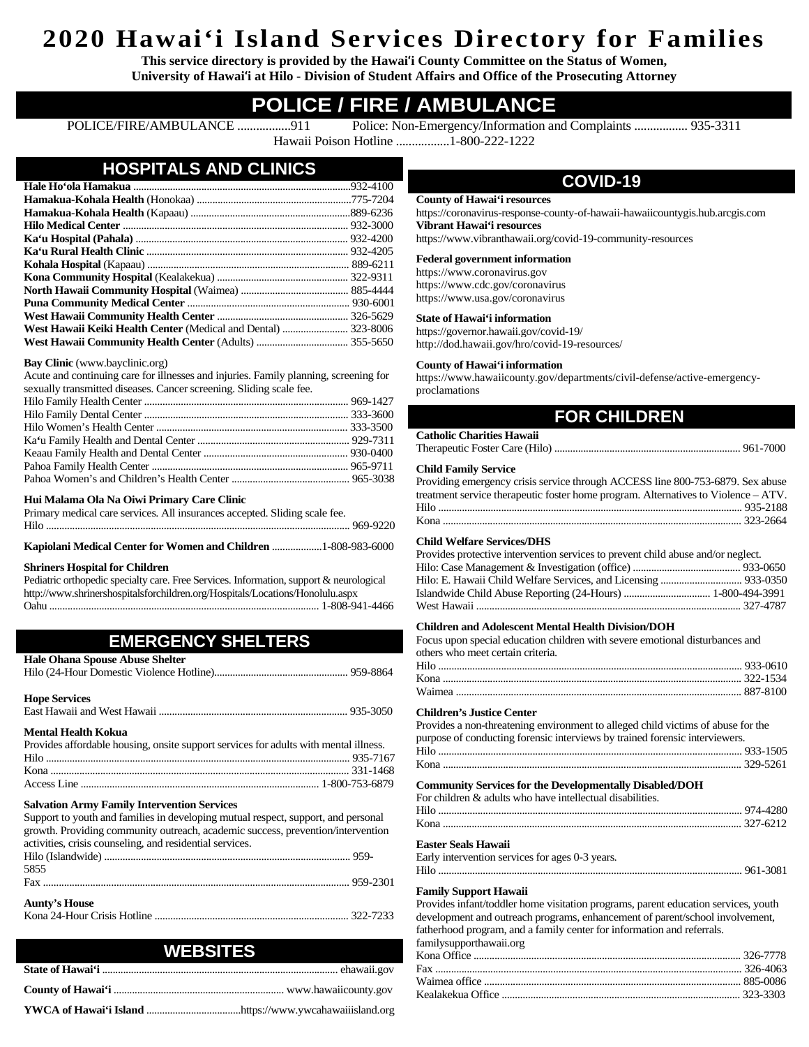# 2020 Hawai'i Island Services Directory for Families

**This service directory is provided by the Hawai'i County Committee on the Status of Women, University of Hawai'i at Hilo - Division of Student Affairs and Office of the Prosecuting Attorney**

## POLICE / FIRE / AMBULANCE

POLICE/FIRE/AMBULANCE ................911 Police: Non-Emergency/Information and Complaints ................ 935-3311

Hawaii Poison Hotline ................1-800-222-1222

## HOSPITALS AND CLINICS

**Hale Ho'ola Hamakua** ................932-4100
**Hamakua-Kohala Health** (Honokaa) ................775-7204
**Hamakua-Kohala Health** (Kapaau) ................889-6236
**Hilo Medical Center** ................932-3000
**Ka'u Hospital (Pahala)** ................932-4200
**Ka'u Rural Health Clinic** ................932-4205
**Kohala Hospital** (Kapaau) ................889-6211
**Kona Community Hospital** (Kealakekua) ................322-9311
**North Hawaii Community Hospital** (Waimea) ................885-4444
**Puna Community Medical Center** ................930-6001
**West Hawaii Community Health Center** ................326-5629
**West Hawaii Keiki Health Center** (Medical and Dental) ................323-8006
**West Hawaii Community Health Center** (Adults) ................355-5650

**Bay Clinic** (www.bayclinic.org)
Acute and continuing care for illnesses and injuries. Family planning, screening for sexually transmitted diseases. Cancer screening. Sliding scale fee.
Hilo Family Health Center ................969-1427
Hilo Family Dental Center ................333-3600
Hilo Women's Health Center ................333-3500
Ka'u Family Health and Dental Center ................929-7311
Keaau Family Health and Dental Center ................930-0400
Pahoa Family Health Center ................965-9711
Pahoa Women's and Children's Health Center ................965-3038

**Hui Malama Ola Na Oiwi Primary Care Clinic**
Primary medical care services. All insurances accepted. Sliding scale fee.
Hilo ................969-9220

**Kapiolani Medical Center for Women and Children** ................1-808-983-6000

**Shriners Hospital for Children**
Pediatric orthopedic specialty care. Free Services. Information, support & neurological
http://www.shrinershospitalsforchildren.org/Hospitals/Locations/Honolulu.aspx
Oahu ................1-808-941-4466

## EMERGENCY SHELTERS

**Hale Ohana Spouse Abuse Shelter**
Hilo (24-Hour Domestic Violence Hotline)................959-8864

**Hope Services**
East Hawaii and West Hawaii ................935-3050

**Mental Health Kokua**
Provides affordable housing, onsite support services for adults with mental illness.
Hilo ................935-7167
Kona ................331-1468
Access Line ................1-800-753-6879

**Salvation Army Family Intervention Services**
Support to youth and families in developing mutual respect, support, and personal growth. Providing community outreach, academic success, prevention/intervention activities, crisis counseling, and residential services.
Hilo (Islandwide) ................959-5855
Fax ................959-2301

**Aunty's House**
Kona 24-Hour Crisis Hotline ................322-7233

## WEBSITES

**State of Hawai'i** ................ehawaii.gov
**County of Hawai'i** ................www.hawaiicounty.gov
**YWCA of Hawai'i Island** ................https://www.ywcahawaiiisland.org

## COVID-19

**County of Hawai'i resources**
https://coronavirus-response-county-of-hawaii-hawaiicountygis.hub.arcgis.com
**Vibrant Hawai'i resources**
https://www.vibranthawaii.org/covid-19-community-resources

**Federal government information**
https://www.coronavirus.gov
https://www.cdc.gov/coronavirus
https://www.usa.gov/coronavirus

**State of Hawai'i information**
https://governor.hawaii.gov/covid-19/
http://dod.hawaii.gov/hro/covid-19-resources/

**County of Hawai'i information**
https://www.hawaiicounty.gov/departments/civil-defense/active-emergency-proclamations

## FOR CHILDREN

**Catholic Charities Hawaii**
Therapeutic Foster Care (Hilo) ................961-7000

**Child Family Service**
Providing emergency crisis service through ACCESS line 800-753-6879. Sex abuse treatment service therapeutic foster home program. Alternatives to Violence – ATV.
Hilo ................935-2188
Kona ................323-2664

**Child Welfare Services/DHS**
Provides protective intervention services to prevent child abuse and/or neglect.
Hilo: Case Management & Investigation (office) ................933-0650
Hilo: E. Hawaii Child Welfare Services, and Licensing ................933-0350
Islandwide Child Abuse Reporting (24-Hours) ................1-800-494-3991
West Hawaii ................327-4787

**Children and Adolescent Mental Health Division/DOH**
Focus upon special education children with severe emotional disturbances and others who meet certain criteria.
Hilo ................933-0610
Kona ................322-1534
Waimea ................887-8100

**Children's Justice Center**
Provides a non-threatening environment to alleged child victims of abuse for the purpose of conducting forensic interviews by trained forensic interviewers.
Hilo ................933-1505
Kona ................329-5261

**Community Services for the Developmentally Disabled/DOH**
For children & adults who have intellectual disabilities.
Hilo ................974-4280
Kona ................327-6212

**Easter Seals Hawaii**
Early intervention services for ages 0-3 years.
Hilo ................961-3081

**Family Support Hawaii**
Provides infant/toddler home visitation programs, parent education services, youth development and outreach programs, enhancement of parent/school involvement, fatherhood program, and a family center for information and referrals.
familysupporthawaii.org
Kona Office ................326-7778
Fax ................326-4063
Waimea office ................885-0086
Kealakekua Office ................323-3303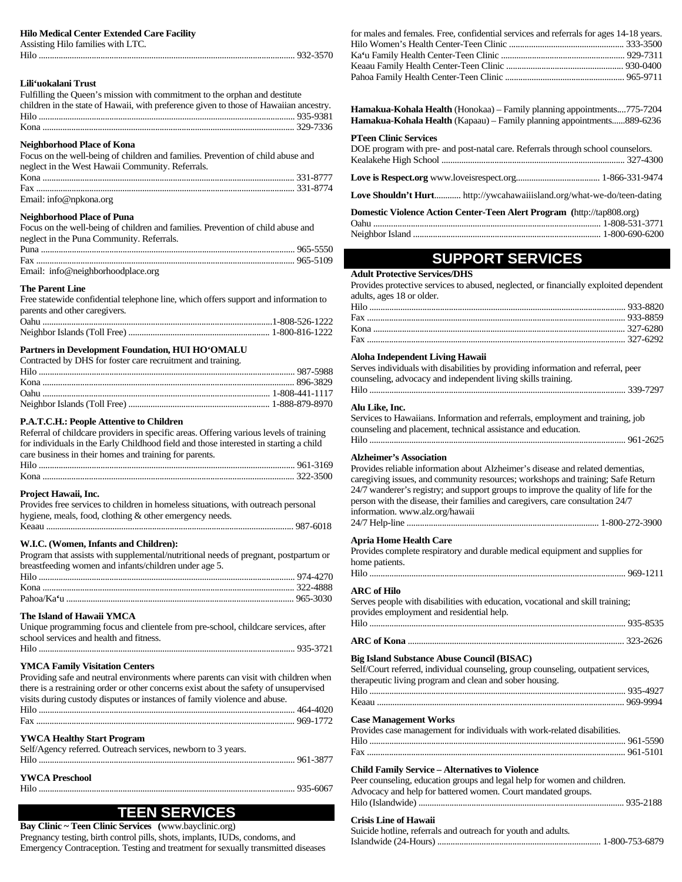**Hilo Medical Center Extended Care Facility**
Assisting Hilo families with LTC.
Hilo ........................................ 932-3570

**Lili'uokalani Trust**
Fulfilling the Queen's mission with commitment to the orphan and destitute children in the state of Hawaii, with preference given to those of Hawaiian ancestry.
Hilo ........................................ 935-9381
Kona ........................................ 329-7336

**Neighborhood Place of Kona**
Focus on the well-being of children and families. Prevention of child abuse and neglect in the West Hawaii Community. Referrals.
Kona ........................................ 331-8777
Fax ........................................ 331-8774
Email: info@npkona.org

**Neighborhood Place of Puna**
Focus on the well-being of children and families. Prevention of child abuse and neglect in the Puna Community. Referrals.
Puna ........................................ 965-5550
Fax ........................................ 965-5109
Email: info@neighborhoodplace.org

**The Parent Line**
Free statewide confidential telephone line, which offers support and information to parents and other caregivers.
Oahu ........................................ 1-808-526-1222
Neighbor Islands (Toll Free) ........................................ 1-800-816-1222

**Partners in Development Foundation, HUI HO'OMALU**
Contracted by DHS for foster care recruitment and training.
Hilo ........................................ 987-5988
Kona ........................................ 896-3829
Oahu ........................................ 1-808-441-1117
Neighbor Islands (Toll Free) ........................................ 1-888-879-8970

**P.A.T.C.H.: People Attentive to Children**
Referral of childcare providers in specific areas. Offering various levels of training for individuals in the Early Childhood field and those interested in starting a child care business in their homes and training for parents.
Hilo ........................................ 961-3169
Kona ........................................ 322-3500

**Project Hawaii, Inc.**
Provides free services to children in homeless situations, with outreach personal hygiene, meals, food, clothing & other emergency needs.
Keaau ........................................ 987-6018

**W.I.C. (Women, Infants and Children):**
Program that assists with supplemental/nutritional needs of pregnant, postpartum or breastfeeding women and infants/children under age 5.
Hilo ........................................ 974-4270
Kona ........................................ 322-4888
Pahoa/Ka'u ........................................ 965-3030

**The Island of Hawaii YMCA**
Unique programming focus and clientele from pre-school, childcare services, after school services and health and fitness.
Hilo ........................................ 935-3721

**YMCA Family Visitation Centers**
Providing safe and neutral environments where parents can visit with children when there is a restraining order or other concerns exist about the safety of unsupervised visits during custody disputes or instances of family violence and abuse.
Hilo ........................................ 464-4020
Fax ........................................ 969-1772

**YWCA Healthy Start Program**
Self/Agency referred. Outreach services, newborn to 3 years.
Hilo ........................................ 961-3877

**YWCA Preschool**
Hilo ........................................ 935-6067

## TEEN SERVICES

**Bay Clinic ~ Teen Clinic Services** (www.bayclinic.org)
Pregnancy testing, birth control pills, shots, implants, IUDs, condoms, and Emergency Contraception. Testing and treatment for sexually transmitted diseases for males and females. Free, confidential services and referrals for ages 14-18 years.
Hilo Women's Health Center-Teen Clinic ........................................ 333-3500
Ka'u Family Health Center-Teen Clinic ........................................ 929-7311
Keaau Family Health Center-Teen Clinic ........................................ 930-0400
Pahoa Family Health Center-Teen Clinic ........................................ 965-9711

**Hamakua-Kohala Health** (Honokaa) – Family planning appointments....775-7204
**Hamakua-Kohala Health** (Kapaau) – Family planning appointments......889-6236

**PTeen Clinic Services**
DOE program with pre- and post-natal care. Referrals through school counselors.
Kealakehe High School ........................................ 327-4300

**Love is Respect.org** www.loveisrespect.org........................................ 1-866-331-9474

**Love Shouldn't Hurt**............ http://ywcahawaiiisland.org/what-we-do/teen-dating

**Domestic Violence Action Center-Teen Alert Program** (http://tap808.org)
Oahu ........................................ 1-808-531-3771
Neighbor Island ........................................ 1-800-690-6200

## SUPPORT SERVICES

**Adult Protective Services/DHS**
Provides protective services to abused, neglected, or financially exploited dependent adults, ages 18 or older.
Hilo ........................................ 933-8820
Fax ........................................ 933-8859
Kona ........................................ 327-6280
Fax ........................................ 327-6292

**Aloha Independent Living Hawaii**
Serves individuals with disabilities by providing information and referral, peer counseling, advocacy and independent living skills training.
Hilo ........................................ 339-7297

**Alu Like, Inc.**
Services to Hawaiians. Information and referrals, employment and training, job counseling and placement, technical assistance and education.
Hilo ........................................ 961-2625

**Alzheimer's Association**
Provides reliable information about Alzheimer's disease and related dementias, caregiving issues, and community resources; workshops and training; Safe Return 24/7 wanderer's registry; and support groups to improve the quality of life for the person with the disease, their families and caregivers, care consultation 24/7 information. www.alz.org/hawaii
24/7 Help-line ........................................ 1-800-272-3900

**Apria Home Health Care**
Provides complete respiratory and durable medical equipment and supplies for home patients.
Hilo ........................................ 969-1211

**ARC of Hilo**
Serves people with disabilities with education, vocational and skill training; provides employment and residential help.
Hilo ........................................ 935-8535

**ARC of Kona** ........................................ 323-2626

**Big Island Substance Abuse Council (BISAC)**
Self/Court referred, individual counseling, group counseling, outpatient services, therapeutic living program and clean and sober housing.
Hilo ........................................ 935-4927
Keaau ........................................ 969-9994

**Case Management Works**
Provides case management for individuals with work-related disabilities.
Hilo ........................................ 961-5590
Fax ........................................ 961-5101

**Child Family Service – Alternatives to Violence**
Peer counseling, education groups and legal help for women and children. Advocacy and help for battered women. Court mandated groups.
Hilo (Islandwide) ........................................ 935-2188

**Crisis Line of Hawaii**
Suicide hotline, referrals and outreach for youth and adults.
Islandwide (24-Hours) ........................................ 1-800-753-6879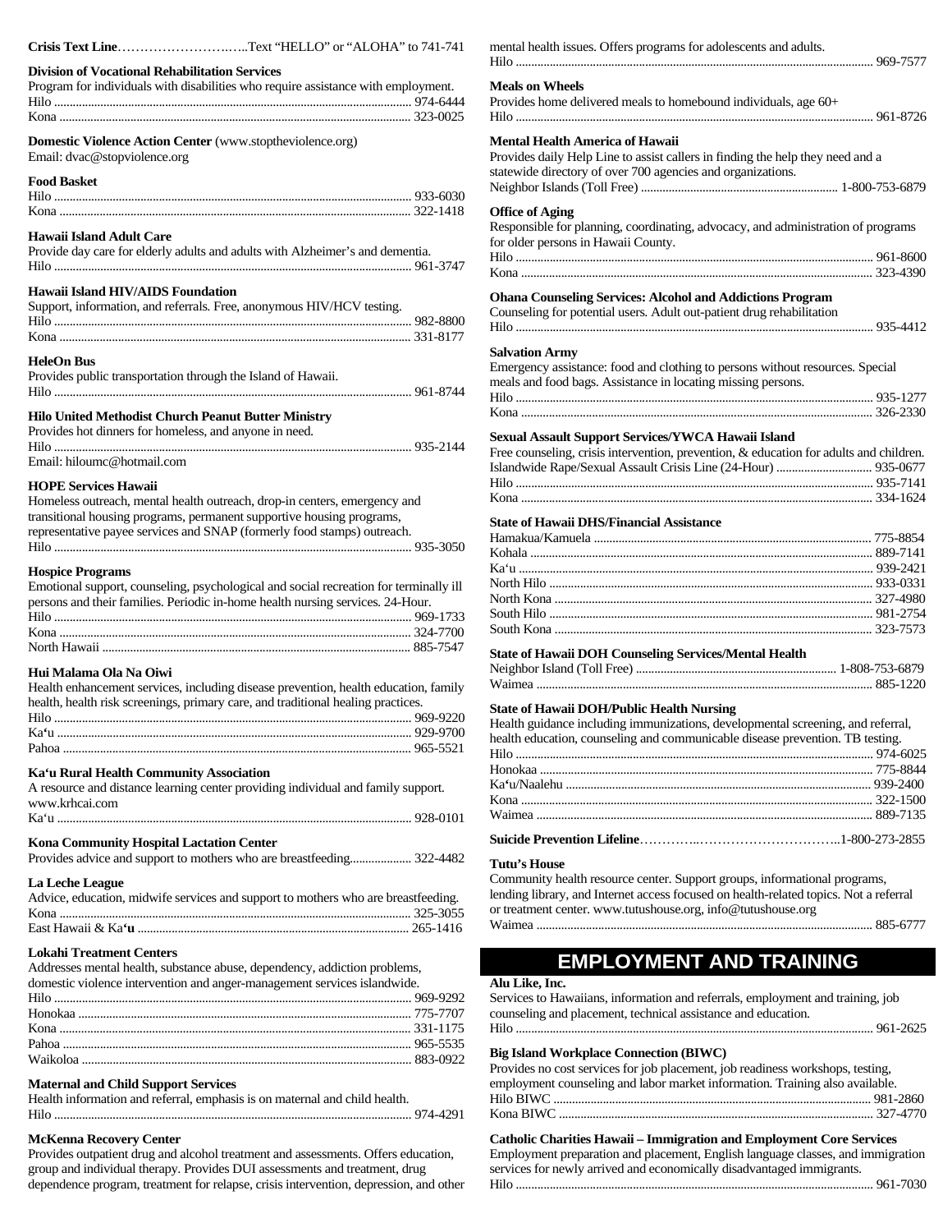**Crisis Text Line**………………………..Text "HELLO" or "ALOHA" to 741-741

**Division of Vocational Rehabilitation Services**
Program for individuals with disabilities who require assistance with employment.
Hilo .......... 974-6444
Kona .......... 323-0025

**Domestic Violence Action Center** (www.stoptheviolence.org)
Email: dvac@stopviolence.org

**Food Basket**
Hilo .......... 933-6030
Kona .......... 322-1418

**Hawaii Island Adult Care**
Provide day care for elderly adults and adults with Alzheimer's and dementia.
Hilo .......... 961-3747

**Hawaii Island HIV/AIDS Foundation**
Support, information, and referrals. Free, anonymous HIV/HCV testing.
Hilo .......... 982-8800
Kona .......... 331-8177

**HeleOn Bus**
Provides public transportation through the Island of Hawaii.
Hilo .......... 961-8744

**Hilo United Methodist Church Peanut Butter Ministry**
Provides hot dinners for homeless, and anyone in need.
Hilo .......... 935-2144
Email: hiloumc@hotmail.com

**HOPE Services Hawaii**
Homeless outreach, mental health outreach, drop-in centers, emergency and transitional housing programs, permanent supportive housing programs, representative payee services and SNAP (formerly food stamps) outreach.
Hilo .......... 935-3050

**Hospice Programs**
Emotional support, counseling, psychological and social recreation for terminally ill persons and their families. Periodic in-home health nursing services. 24-Hour.
Hilo .......... 969-1733
Kona .......... 324-7700
North Hawaii .......... 885-7547

**Hui Malama Ola Na Oiwi**
Health enhancement services, including disease prevention, health education, family health, health risk screenings, primary care, and traditional healing practices.
Hilo .......... 969-9220
Ka'u .......... 929-9700
Pahoa .......... 965-5521

**Ka'u Rural Health Community Association**
A resource and distance learning center providing individual and family support.
www.krhcai.com
Ka'u .......... 928-0101

**Kona Community Hospital Lactation Center**
Provides advice and support to mothers who are breastfeeding.......... 322-4482

**La Leche League**
Advice, education, midwife services and support to mothers who are breastfeeding.
Kona .......... 325-3055
East Hawaii & Ka'u .......... 265-1416

**Lokahi Treatment Centers**
Addresses mental health, substance abuse, dependency, addiction problems, domestic violence intervention and anger-management services islandwide.
Hilo .......... 969-9292
Honokaa .......... 775-7707
Kona .......... 331-1175
Pahoa .......... 965-5535
Waikoloa .......... 883-0922

**Maternal and Child Support Services**
Health information and referral, emphasis is on maternal and child health.
Hilo .......... 974-4291

**McKenna Recovery Center**
Provides outpatient drug and alcohol treatment and assessments. Offers education, group and individual therapy. Provides DUI assessments and treatment, drug dependence program, treatment for relapse, crisis intervention, depression, and other mental health issues. Offers programs for adolescents and adults.
Hilo .......... 969-7577

**Meals on Wheels**
Provides home delivered meals to homebound individuals, age 60+
Hilo .......... 961-8726

**Mental Health America of Hawaii**
Provides daily Help Line to assist callers in finding the help they need and a statewide directory of over 700 agencies and organizations.
Neighbor Islands (Toll Free) .......... 1-800-753-6879

**Office of Aging**
Responsible for planning, coordinating, advocacy, and administration of programs for older persons in Hawaii County.
Hilo .......... 961-8600
Kona .......... 323-4390

**Ohana Counseling Services: Alcohol and Addictions Program**
Counseling for potential users. Adult out-patient drug rehabilitation
Hilo .......... 935-4412

**Salvation Army**
Emergency assistance: food and clothing to persons without resources. Special meals and food bags. Assistance in locating missing persons.
Hilo .......... 935-1277
Kona .......... 326-2330

**Sexual Assault Support Services/YWCA Hawaii Island**
Free counseling, crisis intervention, prevention, & education for adults and children.
Islandwide Rape/Sexual Assault Crisis Line (24-Hour) .......... 935-0677
Hilo .......... 935-7141
Kona .......... 334-1624

**State of Hawaii DHS/Financial Assistance**
Hamakua/Kamuela .......... 775-8854
Kohala .......... 889-7141
Ka'u .......... 939-2421
North Hilo .......... 933-0331
North Kona .......... 327-4980
South Hilo .......... 981-2754
South Kona .......... 323-7573

**State of Hawaii DOH Counseling Services/Mental Health**
Neighbor Island (Toll Free) .......... 1-808-753-6879
Waimea .......... 885-1220

**State of Hawaii DOH/Public Health Nursing**
Health guidance including immunizations, developmental screening, and referral, health education, counseling and communicable disease prevention. TB testing.
Hilo .......... 974-6025
Honokaa .......... 775-8844
Ka'u/Naalehu .......... 939-2400
Kona .......... 322-1500
Waimea .......... 889-7135

**Suicide Prevention Lifeline**…………..…………………………..1-800-273-2855

**Tutu's House**
Community health resource center. Support groups, informational programs, lending library, and Internet access focused on health-related topics. Not a referral or treatment center. www.tutushouse.org, info@tutushouse.org
Waimea .......... 885-6777

## EMPLOYMENT AND TRAINING

**Alu Like, Inc.**
Services to Hawaiians, information and referrals, employment and training, job counseling and placement, technical assistance and education.
Hilo .......... 961-2625

**Big Island Workplace Connection (BIWC)**
Provides no cost services for job placement, job readiness workshops, testing, employment counseling and labor market information. Training also available.
Hilo BIWC .......... 981-2860
Kona BIWC .......... 327-4770

**Catholic Charities Hawaii – Immigration and Employment Core Services**
Employment preparation and placement, English language classes, and immigration services for newly arrived and economically disadvantaged immigrants.
Hilo .......... 961-7030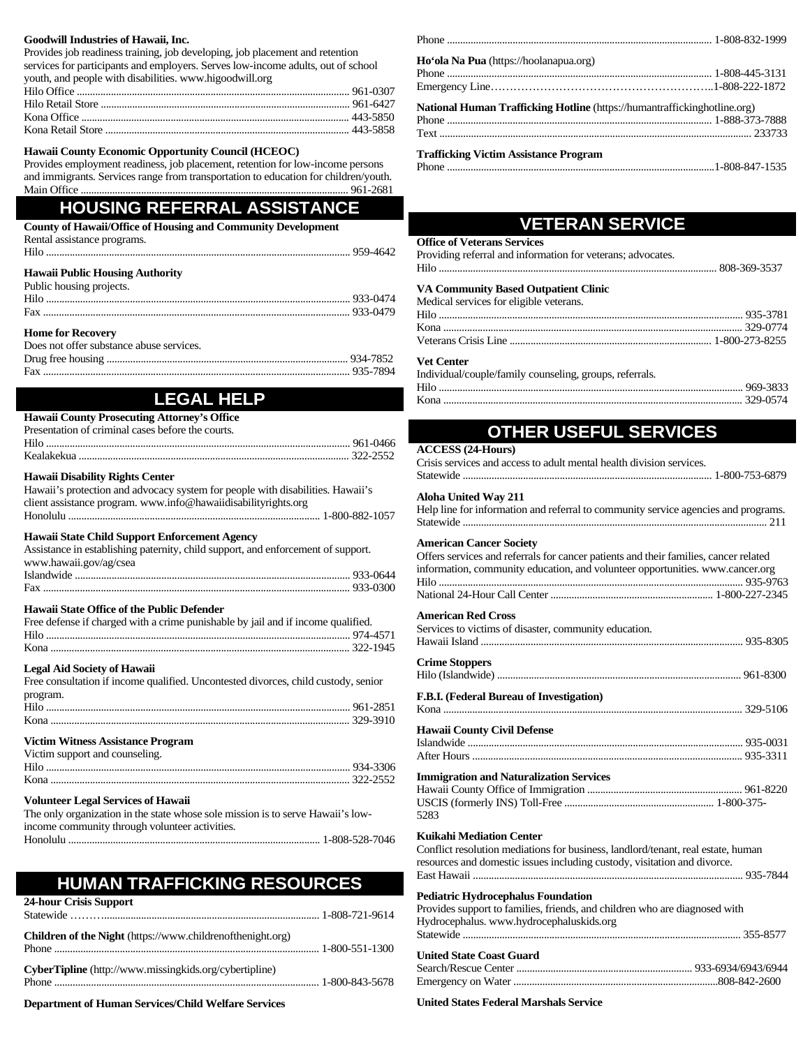**Goodwill Industries of Hawaii, Inc.**
Provides job readiness training, job developing, job placement and retention services for participants and employers. Serves low-income adults, out of school youth, and people with disabilities. www.higoodwill.org
Hilo Office ........................................................................................................ 961-0307
Hilo Retail Store ............................................................................................... 961-6427
Kona Office ...................................................................................................... 443-5850
Kona Retail Store ............................................................................................. 443-5858

**Hawaii County Economic Opportunity Council (HCEOC)**
Provides employment readiness, job placement, retention for low-income persons and immigrants. Services range from transportation to education for children/youth.
Main Office ...................................................................................................... 961-2681

## HOUSING REFERRAL ASSISTANCE

**County of Hawaii/Office of Housing and Community Development**
Rental assistance programs.
Hilo .................................................................................................................. 959-4642

**Hawaii Public Housing Authority**
Public housing projects.
Hilo .................................................................................................................. 933-0474
Fax ................................................................................................................... 933-0479

**Home for Recovery**
Does not offer substance abuse services.
Drug free housing ............................................................................................ 934-7852
Fax ................................................................................................................... 935-7894

## LEGAL HELP

**Hawaii County Prosecuting Attorney's Office**
Presentation of criminal cases before the courts.
Hilo .................................................................................................................. 961-0466
Kealakekua ...................................................................................................... 322-2552

**Hawaii Disability Rights Center**
Hawaii's protection and advocacy system for people with disabilities. Hawaii's client assistance program. www.info@hawaiidisabilityrights.org
Honolulu ................................................................................................ 1-800-882-1057

**Hawaii State Child Support Enforcement Agency**
Assistance in establishing paternity, child support, and enforcement of support. www.hawaii.gov/ag/csea
Islandwide ........................................................................................................ 933-0644
Fax ................................................................................................................... 933-0300

**Hawaii State Office of the Public Defender**
Free defense if charged with a crime punishable by jail and if income qualified.
Hilo .................................................................................................................. 974-4571
Kona ................................................................................................................. 322-1945

**Legal Aid Society of Hawaii**
Free consultation if income qualified. Uncontested divorces, child custody, senior program.
Hilo .................................................................................................................. 961-2851
Kona ................................................................................................................. 329-3910

**Victim Witness Assistance Program**
Victim support and counseling.
Hilo .................................................................................................................. 934-3306
Kona ................................................................................................................. 322-2552

**Volunteer Legal Services of Hawaii**
The only organization in the state whose sole mission is to serve Hawaii's low-income community through volunteer activities.
Honolulu ................................................................................................ 1-808-528-7046

## HUMAN TRAFFICKING RESOURCES

**24-hour Crisis Support**
Statewide ……….......................................................................................... 1-808-721-9614

**Children of the Night** (https://www.childrenofthenight.org)
Phone ...................................................................................................... 1-800-551-1300

**CyberTipline** (http://www.missingkids.org/cybertipline)
Phone ...................................................................................................... 1-800-843-5678

**Department of Human Services/Child Welfare Services**
Phone ...................................................................................................... 1-808-832-1999

**Ho'ola Na Pua** (https://hoolanapua.org)
Phone ...................................................................................................... 1-808-445-3131
Emergency Line………………………………………………………..1-808-222-1872

**National Human Trafficking Hotline** (https://humantraffickinghotline.org)
Phone ...................................................................................................... 1-888-373-7888
Text ................................................................................................................ 233733

**Trafficking Victim Assistance Program**
Phone ......................................................................................................1-808-847-1535

## VETERAN SERVICE

**Office of Veterans Services**
Providing referral and information for veterans; advocates.
Hilo ............................................................................................................ 808-369-3537

**VA Community Based Outpatient Clinic**
Medical services for eligible veterans.
Hilo .................................................................................................................. 935-3781
Kona ................................................................................................................. 329-0774
Veterans Crisis Line ............................................................................ 1-800-273-8255

**Vet Center**
Individual/couple/family counseling, groups, referrals.
Hilo .................................................................................................................. 969-3833
Kona ................................................................................................................. 329-0574

## OTHER USEFUL SERVICES

**ACCESS (24-Hours)**
Crisis services and access to adult mental health division services.
Statewide ............................................................................................... 1-800-753-6879

**Aloha United Way 211**
Help line for information and referral to community service agencies and programs.
Statewide ................................................................................................................ 211

**American Cancer Society**
Offers services and referrals for cancer patients and their families, cancer related information, community education, and volunteer opportunities. www.cancer.org
Hilo .................................................................................................................. 935-9763
National 24-Hour Call Center ............................................................. 1-800-227-2345

**American Red Cross**
Services to victims of disaster, community education.
Hawaii Island .................................................................................................. 935-8305

**Crime Stoppers**
Hilo (Islandwide) ............................................................................................ 961-8300

**F.B.I. (Federal Bureau of Investigation)**
Kona ................................................................................................................. 329-5106

**Hawaii County Civil Defense**
Islandwide ........................................................................................................ 935-0031
After Hours ...................................................................................................... 935-3311

**Immigration and Naturalization Services**
Hawaii County Office of Immigration .......................................................... 961-8220
USCIS (formerly INS) Toll-Free ......................................................... 1-800-375-5283

**Kuikahi Mediation Center**
Conflict resolution mediations for business, landlord/tenant, real estate, human resources and domestic issues including custody, visitation and divorce.
East Hawaii ...................................................................................................... 935-7844

**Pediatric Hydrocephalus Foundation**
Provides support to families, friends, and children who are diagnosed with Hydrocephalus. www.hydrocephaluskids.org
Statewide ......................................................................................................... 355-8577

**United State Coast Guard**
Search/Rescue Center ................................................................... 933-6934/6943/6944
Emergency on Water ..............................................................................808-842-2600

**United States Federal Marshals Service**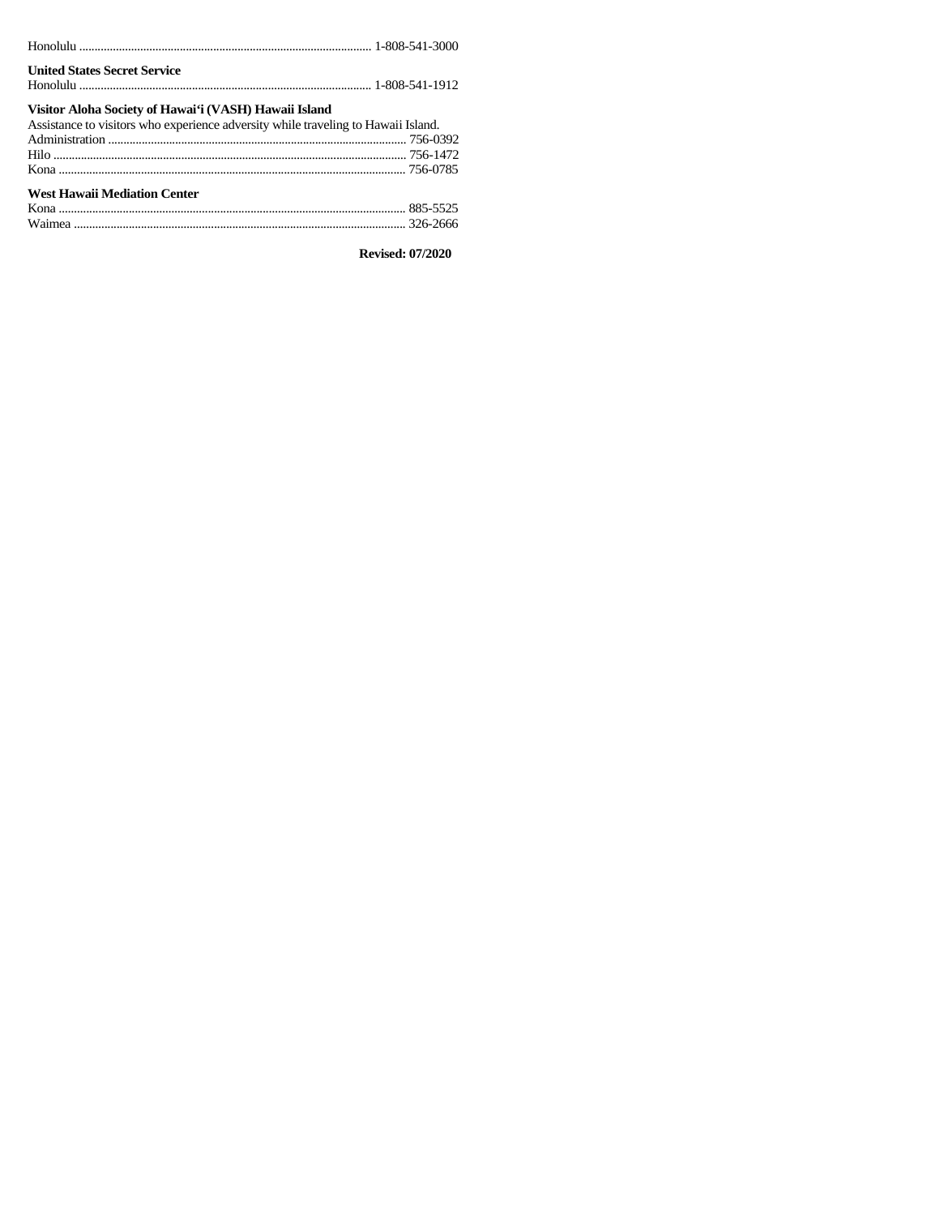Honolulu ............................................................................................... 1-808-541-3000

**United States Secret Service**
Honolulu ............................................................................................... 1-808-541-1912

**Visitor Aloha Society of Hawai'i (VASH) Hawaii Island**
Assistance to visitors who experience adversity while traveling to Hawaii Island.
Administration ................................................................................................. 756-0392
Hilo ................................................................................................................. 756-1472
Kona ............................................................................................................... 756-0785

**West Hawaii Mediation Center**
Kona ............................................................................................................... 885-5525
Waimea ........................................................................................................... 326-2666

**Revised: 07/2020**